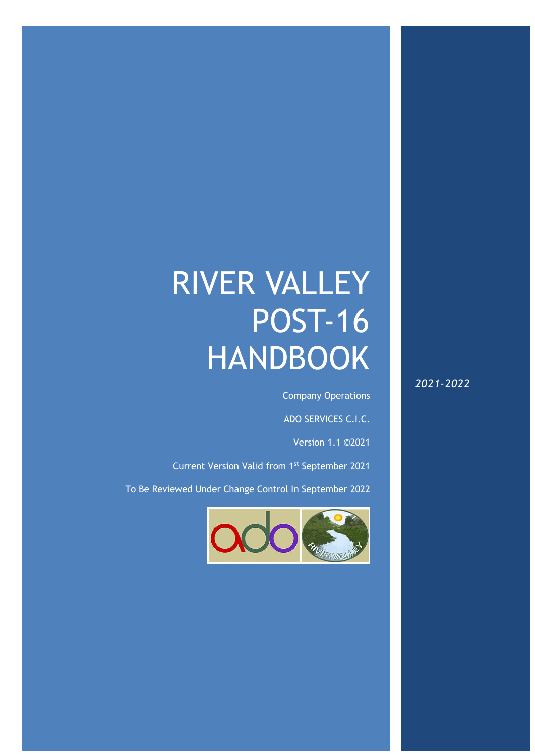# RIVER VALLEY POST-16 HANDBOOK

*2021-2022*

Company Operations

ADO SERVICES C.I.C.

Version 1.1 ©2021

Current Version Valid from 1st September 2021

To Be Reviewed Under Change Control In September 2022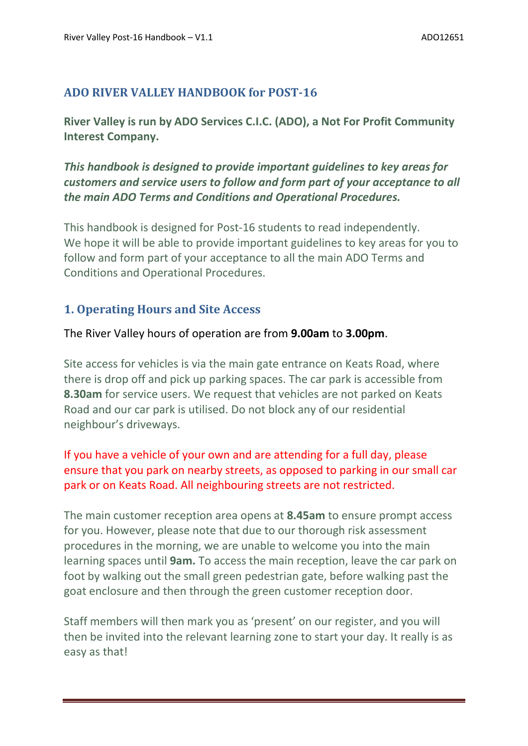## ADO RIVER VALLEY HANDBOOK for POST-16

**River Valley is run by ADO Services C.I.C. (ADO), a Not For Profit Community Interest Company.**

***This handbook is designed to provide important guidelines to key areas for customers and service users to follow and form part of your acceptance to all the main ADO Terms and Conditions and Operational Procedures.***

This handbook is designed for Post-16 students to read independently. We hope it will be able to provide important guidelines to key areas for you to follow and form part of your acceptance to all the main ADO Terms and Conditions and Operational Procedures.

### 1. Operating Hours and Site Access

The River Valley hours of operation are from **9.00am** to **3.00pm**.

Site access for vehicles is via the main gate entrance on Keats Road, where there is drop off and pick up parking spaces. The car park is accessible from **8.30am** for service users. We request that vehicles are not parked on Keats Road and our car park is utilised. Do not block any of our residential neighbour's driveways.

If you have a vehicle of your own and are attending for a full day, please ensure that you park on nearby streets, as opposed to parking in our small car park or on Keats Road. All neighbouring streets are not restricted.

The main customer reception area opens at **8.45am** to ensure prompt access for you. However, please note that due to our thorough risk assessment procedures in the morning, we are unable to welcome you into the main learning spaces until **9am.** To access the main reception, leave the car park on foot by walking out the small green pedestrian gate, before walking past the goat enclosure and then through the green customer reception door.

Staff members will then mark you as 'present' on our register, and you will then be invited into the relevant learning zone to start your day. It really is as easy as that!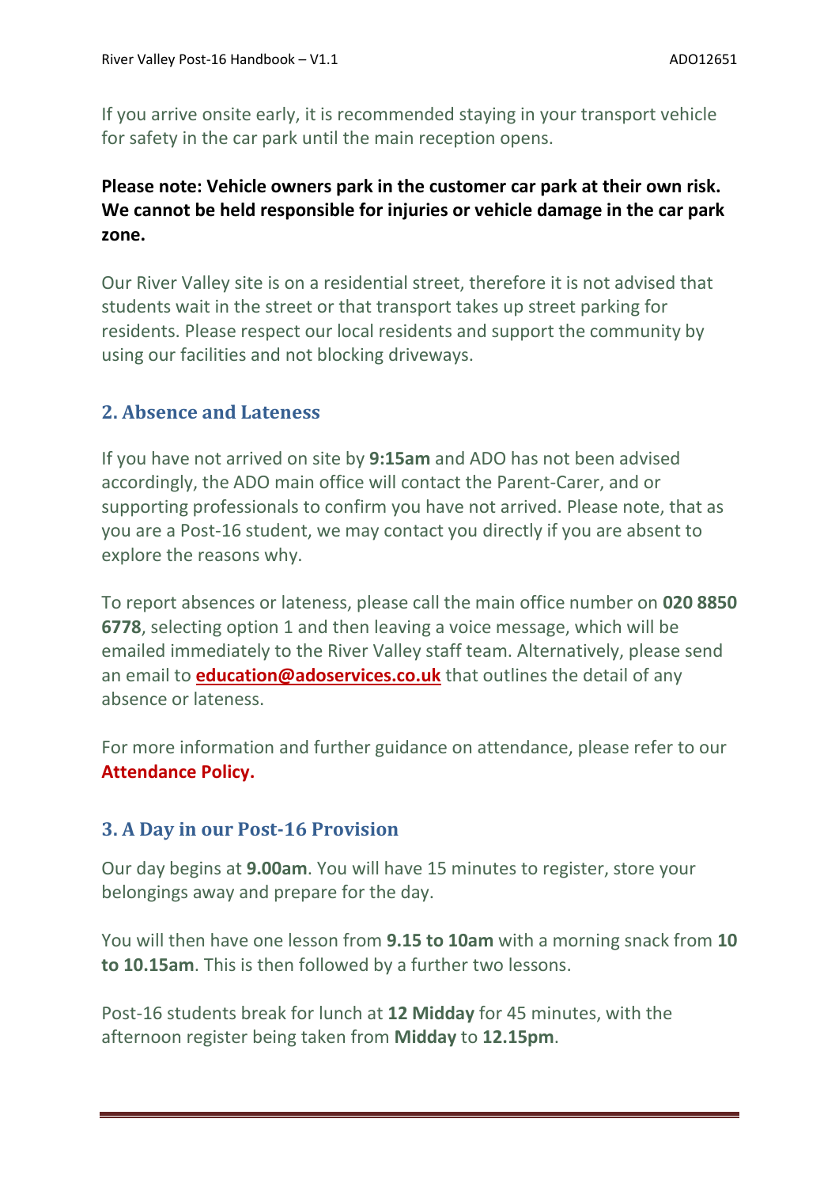If you arrive onsite early, it is recommended staying in your transport vehicle for safety in the car park until the main reception opens.

**Please note: Vehicle owners park in the customer car park at their own risk. We cannot be held responsible for injuries or vehicle damage in the car park zone.**

Our River Valley site is on a residential street, therefore it is not advised that students wait in the street or that transport takes up street parking for residents. Please respect our local residents and support the community by using our facilities and not blocking driveways.

## 2. Absence and Lateness

If you have not arrived on site by **9:15am** and ADO has not been advised accordingly, the ADO main office will contact the Parent-Carer, and or supporting professionals to confirm you have not arrived. Please note, that as you are a Post-16 student, we may contact you directly if you are absent to explore the reasons why.

To report absences or lateness, please call the main office number on **020 8850 6778**, selecting option 1 and then leaving a voice message, which will be emailed immediately to the River Valley staff team. Alternatively, please send an email to **education@adoservices.co.uk** that outlines the detail of any absence or lateness.

For more information and further guidance on attendance, please refer to our **Attendance Policy.**

## 3. A Day in our Post-16 Provision

Our day begins at **9.00am**. You will have 15 minutes to register, store your belongings away and prepare for the day.

You will then have one lesson from **9.15 to 10am** with a morning snack from **10 to 10.15am**. This is then followed by a further two lessons.

Post-16 students break for lunch at **12 Midday** for 45 minutes, with the afternoon register being taken from **Midday** to **12.15pm**.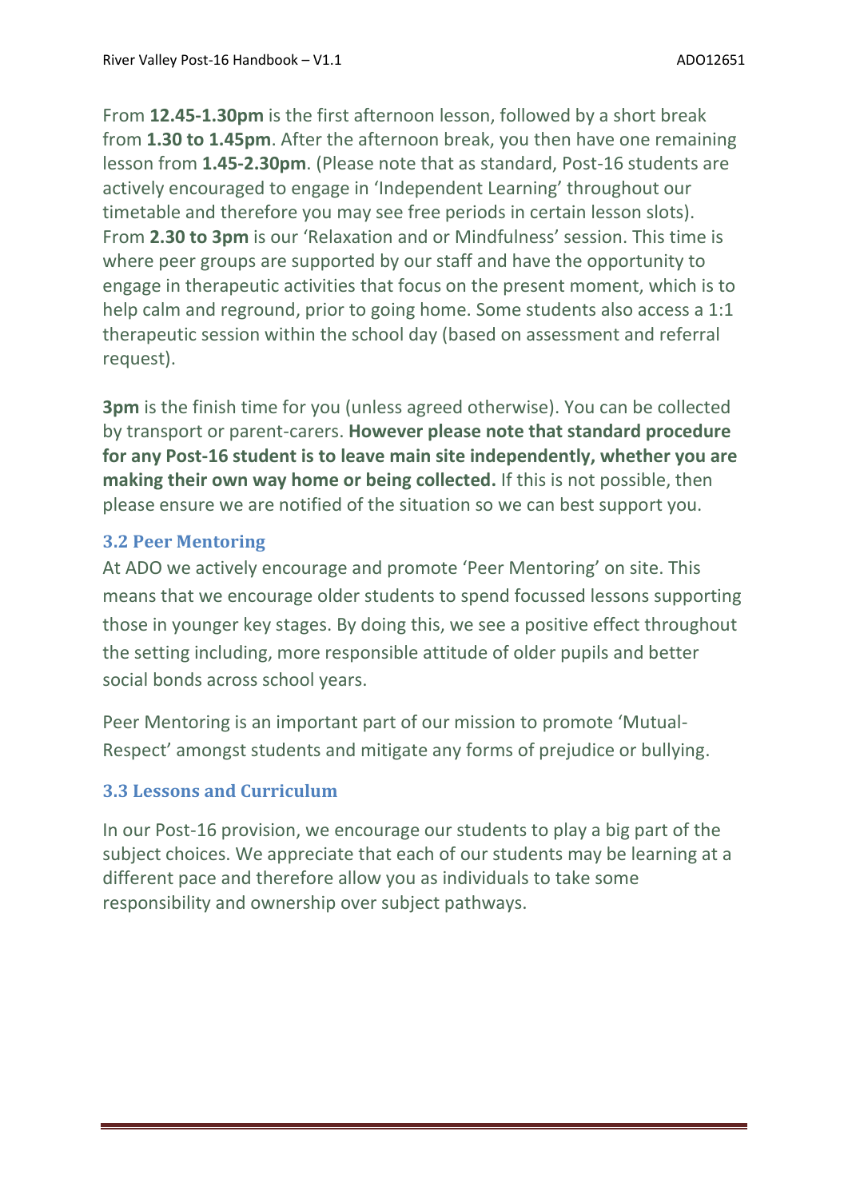From **12.45-1.30pm** is the first afternoon lesson, followed by a short break from **1.30 to 1.45pm**. After the afternoon break, you then have one remaining lesson from **1.45-2.30pm**. (Please note that as standard, Post-16 students are actively encouraged to engage in 'Independent Learning' throughout our timetable and therefore you may see free periods in certain lesson slots). From **2.30 to 3pm** is our 'Relaxation and or Mindfulness' session. This time is where peer groups are supported by our staff and have the opportunity to engage in therapeutic activities that focus on the present moment, which is to help calm and reground, prior to going home. Some students also access a 1:1 therapeutic session within the school day (based on assessment and referral request).

**3pm** is the finish time for you (unless agreed otherwise). You can be collected by transport or parent-carers. **However please note that standard procedure for any Post-16 student is to leave main site independently, whether you are making their own way home or being collected.** If this is not possible, then please ensure we are notified of the situation so we can best support you.

### 3.2 Peer Mentoring

At ADO we actively encourage and promote 'Peer Mentoring' on site. This means that we encourage older students to spend focussed lessons supporting those in younger key stages. By doing this, we see a positive effect throughout the setting including, more responsible attitude of older pupils and better social bonds across school years.

Peer Mentoring is an important part of our mission to promote 'Mutual-Respect' amongst students and mitigate any forms of prejudice or bullying.

### 3.3 Lessons and Curriculum

In our Post-16 provision, we encourage our students to play a big part of the subject choices. We appreciate that each of our students may be learning at a different pace and therefore allow you as individuals to take some responsibility and ownership over subject pathways.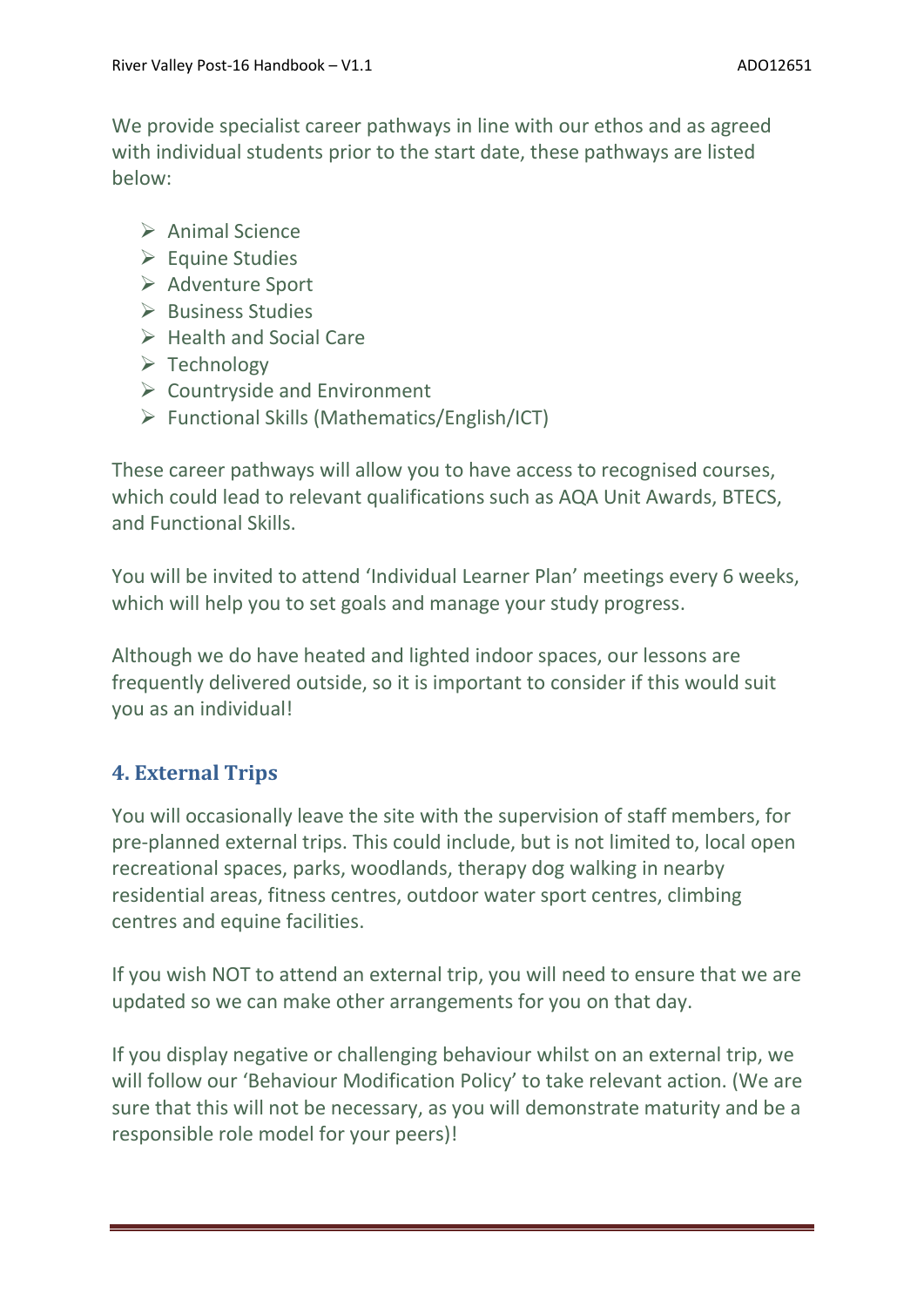We provide specialist career pathways in line with our ethos and as agreed with individual students prior to the start date, these pathways are listed below:

- Animal Science
- Equine Studies
- Adventure Sport
- Business Studies
- Health and Social Care
- Technology
- Countryside and Environment
- Functional Skills (Mathematics/English/ICT)

These career pathways will allow you to have access to recognised courses, which could lead to relevant qualifications such as AQA Unit Awards, BTECS, and Functional Skills.

You will be invited to attend 'Individual Learner Plan' meetings every 6 weeks, which will help you to set goals and manage your study progress.

Although we do have heated and lighted indoor spaces, our lessons are frequently delivered outside, so it is important to consider if this would suit you as an individual!

## 4. External Trips

You will occasionally leave the site with the supervision of staff members, for pre-planned external trips. This could include, but is not limited to, local open recreational spaces, parks, woodlands, therapy dog walking in nearby residential areas, fitness centres, outdoor water sport centres, climbing centres and equine facilities.

If you wish NOT to attend an external trip, you will need to ensure that we are updated so we can make other arrangements for you on that day.

If you display negative or challenging behaviour whilst on an external trip, we will follow our 'Behaviour Modification Policy' to take relevant action. (We are sure that this will not be necessary, as you will demonstrate maturity and be a responsible role model for your peers)!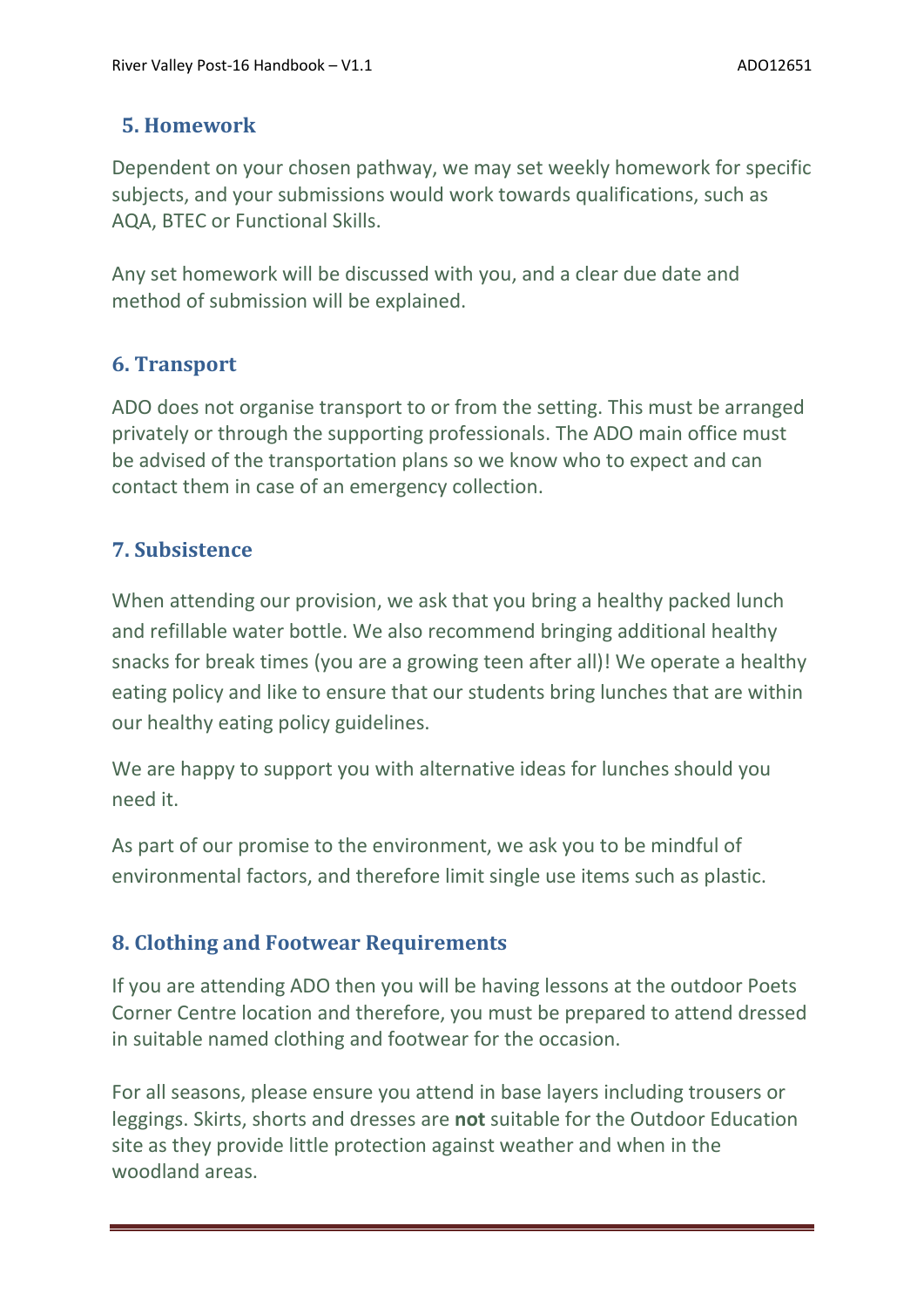## 5. Homework

Dependent on your chosen pathway, we may set weekly homework for specific subjects, and your submissions would work towards qualifications, such as AQA, BTEC or Functional Skills.

Any set homework will be discussed with you, and a clear due date and method of submission will be explained.

## 6. Transport

ADO does not organise transport to or from the setting. This must be arranged privately or through the supporting professionals. The ADO main office must be advised of the transportation plans so we know who to expect and can contact them in case of an emergency collection.

## 7. Subsistence

When attending our provision, we ask that you bring a healthy packed lunch and refillable water bottle. We also recommend bringing additional healthy snacks for break times (you are a growing teen after all)! We operate a healthy eating policy and like to ensure that our students bring lunches that are within our healthy eating policy guidelines.

We are happy to support you with alternative ideas for lunches should you need it.

As part of our promise to the environment, we ask you to be mindful of environmental factors, and therefore limit single use items such as plastic.

## 8. Clothing and Footwear Requirements

If you are attending ADO then you will be having lessons at the outdoor Poets Corner Centre location and therefore, you must be prepared to attend dressed in suitable named clothing and footwear for the occasion.

For all seasons, please ensure you attend in base layers including trousers or leggings. Skirts, shorts and dresses are **not** suitable for the Outdoor Education site as they provide little protection against weather and when in the woodland areas.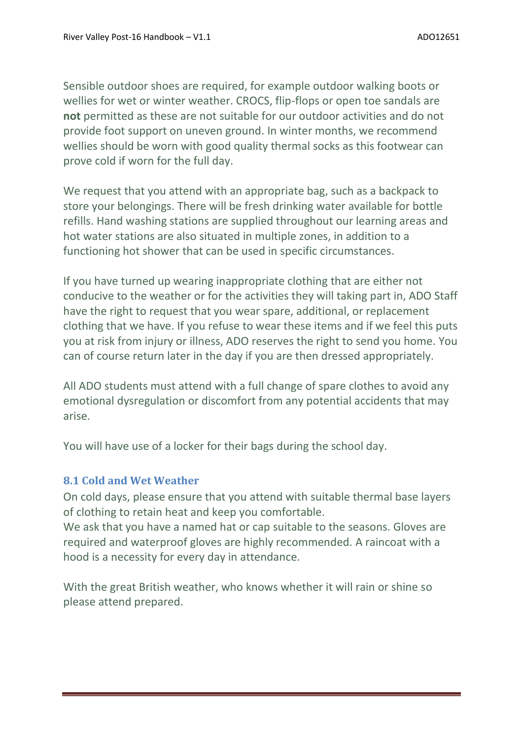Sensible outdoor shoes are required, for example outdoor walking boots or wellies for wet or winter weather. CROCS, flip-flops or open toe sandals are **not** permitted as these are not suitable for our outdoor activities and do not provide foot support on uneven ground. In winter months, we recommend wellies should be worn with good quality thermal socks as this footwear can prove cold if worn for the full day.

We request that you attend with an appropriate bag, such as a backpack to store your belongings. There will be fresh drinking water available for bottle refills. Hand washing stations are supplied throughout our learning areas and hot water stations are also situated in multiple zones, in addition to a functioning hot shower that can be used in specific circumstances.

If you have turned up wearing inappropriate clothing that are either not conducive to the weather or for the activities they will taking part in, ADO Staff have the right to request that you wear spare, additional, or replacement clothing that we have. If you refuse to wear these items and if we feel this puts you at risk from injury or illness, ADO reserves the right to send you home. You can of course return later in the day if you are then dressed appropriately.

All ADO students must attend with a full change of spare clothes to avoid any emotional dysregulation or discomfort from any potential accidents that may arise.

You will have use of a locker for their bags during the school day.

### 8.1 Cold and Wet Weather

On cold days, please ensure that you attend with suitable thermal base layers of clothing to retain heat and keep you comfortable.
We ask that you have a named hat or cap suitable to the seasons. Gloves are required and waterproof gloves are highly recommended. A raincoat with a hood is a necessity for every day in attendance.

With the great British weather, who knows whether it will rain or shine so please attend prepared.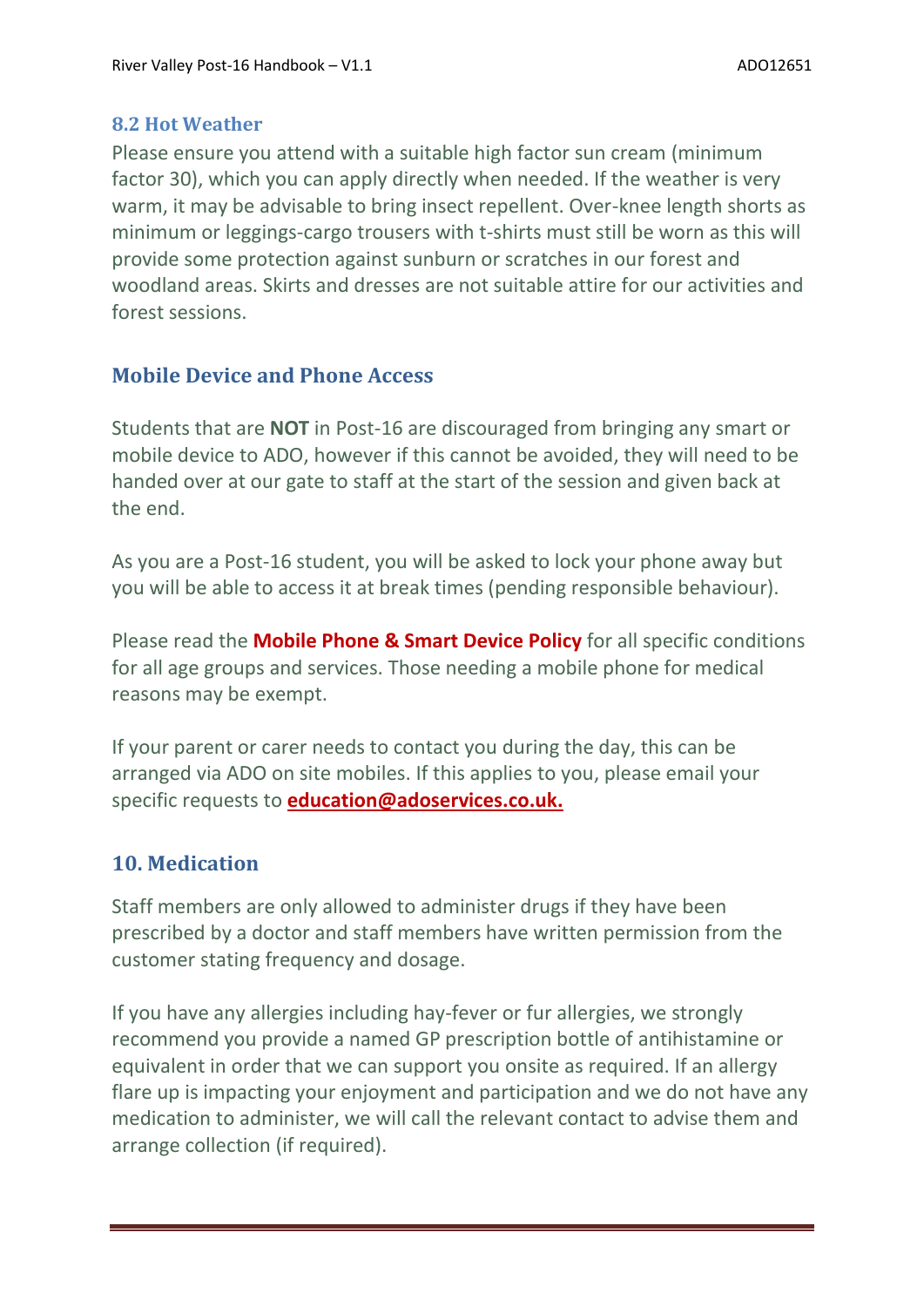### 8.2 Hot Weather

Please ensure you attend with a suitable high factor sun cream (minimum factor 30), which you can apply directly when needed. If the weather is very warm, it may be advisable to bring insect repellent. Over-knee length shorts as minimum or leggings-cargo trousers with t-shirts must still be worn as this will provide some protection against sunburn or scratches in our forest and woodland areas. Skirts and dresses are not suitable attire for our activities and forest sessions.

## Mobile Device and Phone Access

Students that are **NOT** in Post-16 are discouraged from bringing any smart or mobile device to ADO, however if this cannot be avoided, they will need to be handed over at our gate to staff at the start of the session and given back at the end.

As you are a Post-16 student, you will be asked to lock your phone away but you will be able to access it at break times (pending responsible behaviour).

Please read the **Mobile Phone & Smart Device Policy** for all specific conditions for all age groups and services. Those needing a mobile phone for medical reasons may be exempt.

If your parent or carer needs to contact you during the day, this can be arranged via ADO on site mobiles. If this applies to you, please email your specific requests to **education@adoservices.co.uk.**

## 10. Medication

Staff members are only allowed to administer drugs if they have been prescribed by a doctor and staff members have written permission from the customer stating frequency and dosage.

If you have any allergies including hay-fever or fur allergies, we strongly recommend you provide a named GP prescription bottle of antihistamine or equivalent in order that we can support you onsite as required. If an allergy flare up is impacting your enjoyment and participation and we do not have any medication to administer, we will call the relevant contact to advise them and arrange collection (if required).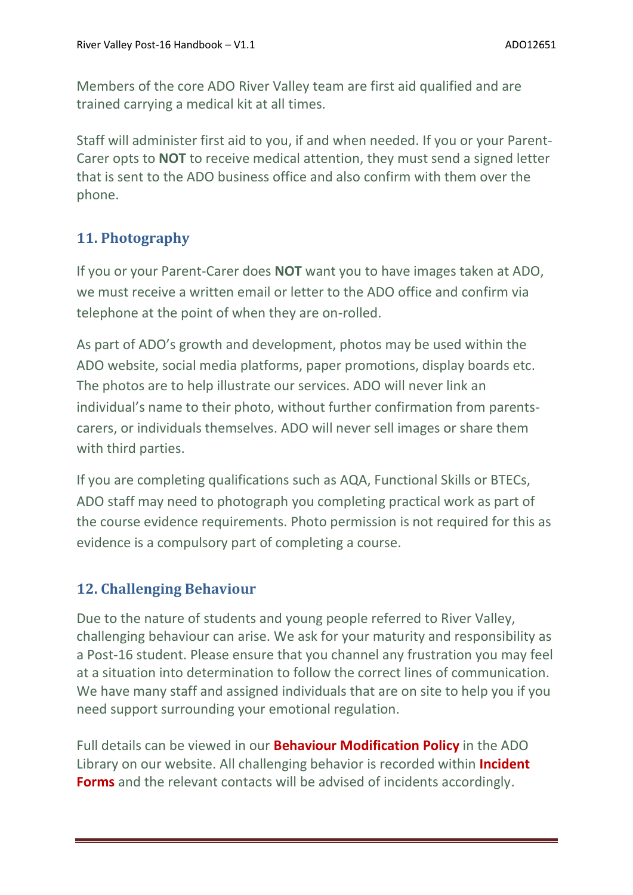Members of the core ADO River Valley team are first aid qualified and are trained carrying a medical kit at all times.

Staff will administer first aid to you, if and when needed. If you or your Parent-Carer opts to **NOT** to receive medical attention, they must send a signed letter that is sent to the ADO business office and also confirm with them over the phone.

## 11. Photography

If you or your Parent-Carer does **NOT** want you to have images taken at ADO, we must receive a written email or letter to the ADO office and confirm via telephone at the point of when they are on-rolled.

As part of ADO's growth and development, photos may be used within the ADO website, social media platforms, paper promotions, display boards etc. The photos are to help illustrate our services. ADO will never link an individual's name to their photo, without further confirmation from parents-carers, or individuals themselves. ADO will never sell images or share them with third parties.

If you are completing qualifications such as AQA, Functional Skills or BTECs, ADO staff may need to photograph you completing practical work as part of the course evidence requirements. Photo permission is not required for this as evidence is a compulsory part of completing a course.

## 12. Challenging Behaviour

Due to the nature of students and young people referred to River Valley, challenging behaviour can arise. We ask for your maturity and responsibility as a Post-16 student. Please ensure that you channel any frustration you may feel at a situation into determination to follow the correct lines of communication. We have many staff and assigned individuals that are on site to help you if you need support surrounding your emotional regulation.

Full details can be viewed in our **Behaviour Modification Policy** in the ADO Library on our website. All challenging behavior is recorded within **Incident Forms** and the relevant contacts will be advised of incidents accordingly.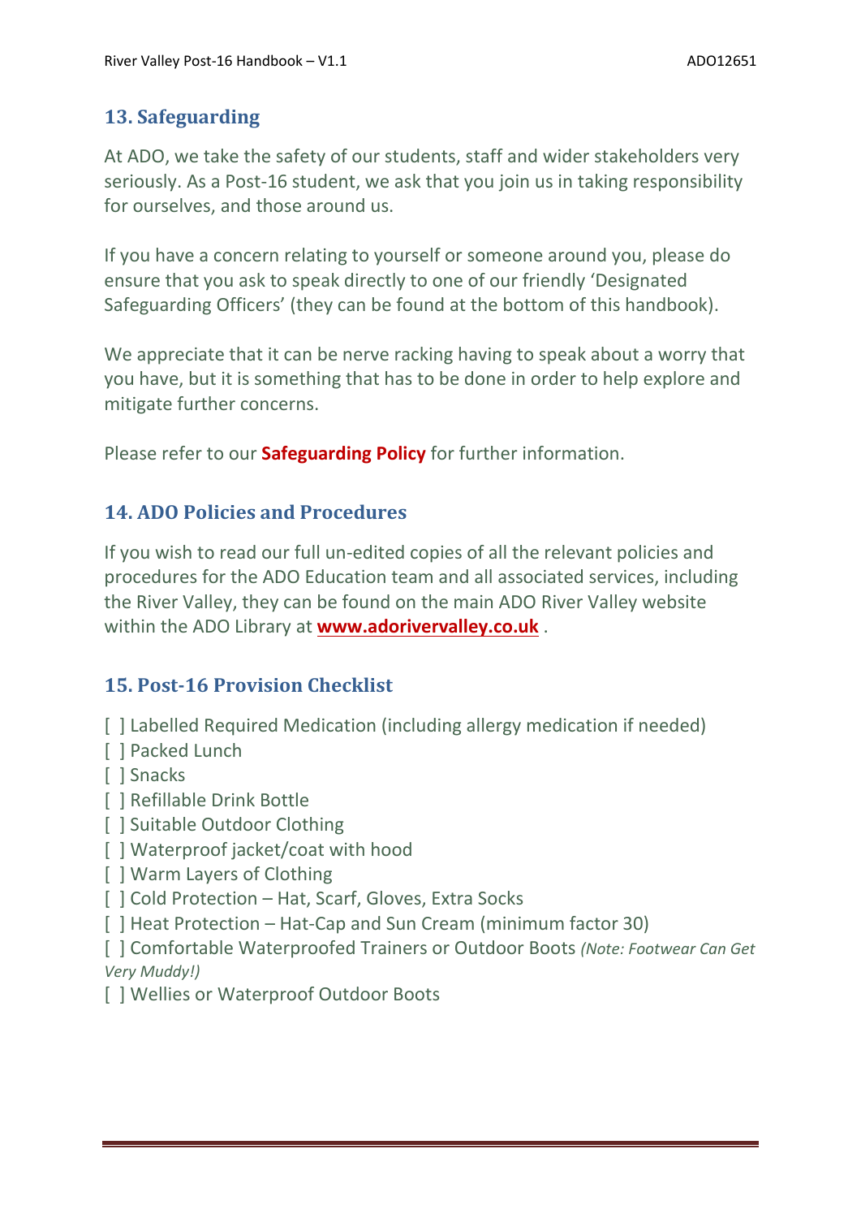## 13. Safeguarding

At ADO, we take the safety of our students, staff and wider stakeholders very seriously. As a Post-16 student, we ask that you join us in taking responsibility for ourselves, and those around us.

If you have a concern relating to yourself or someone around you, please do ensure that you ask to speak directly to one of our friendly 'Designated Safeguarding Officers' (they can be found at the bottom of this handbook).

We appreciate that it can be nerve racking having to speak about a worry that you have, but it is something that has to be done in order to help explore and mitigate further concerns.

Please refer to our **Safeguarding Policy** for further information.

## 14. ADO Policies and Procedures

If you wish to read our full un-edited copies of all the relevant policies and procedures for the ADO Education team and all associated services, including the River Valley, they can be found on the main ADO River Valley website within the ADO Library at **www.adorivervalley.co.uk** .

## 15. Post-16 Provision Checklist

[ ] Labelled Required Medication (including allergy medication if needed)
[ ] Packed Lunch
[ ] Snacks
[ ] Refillable Drink Bottle
[ ] Suitable Outdoor Clothing
[ ] Waterproof jacket/coat with hood
[ ] Warm Layers of Clothing
[ ] Cold Protection – Hat, Scarf, Gloves, Extra Socks
[ ] Heat Protection – Hat-Cap and Sun Cream (minimum factor 30)
[ ] Comfortable Waterproofed Trainers or Outdoor Boots *(Note: Footwear Can Get Very Muddy!)*
[ ] Wellies or Waterproof Outdoor Boots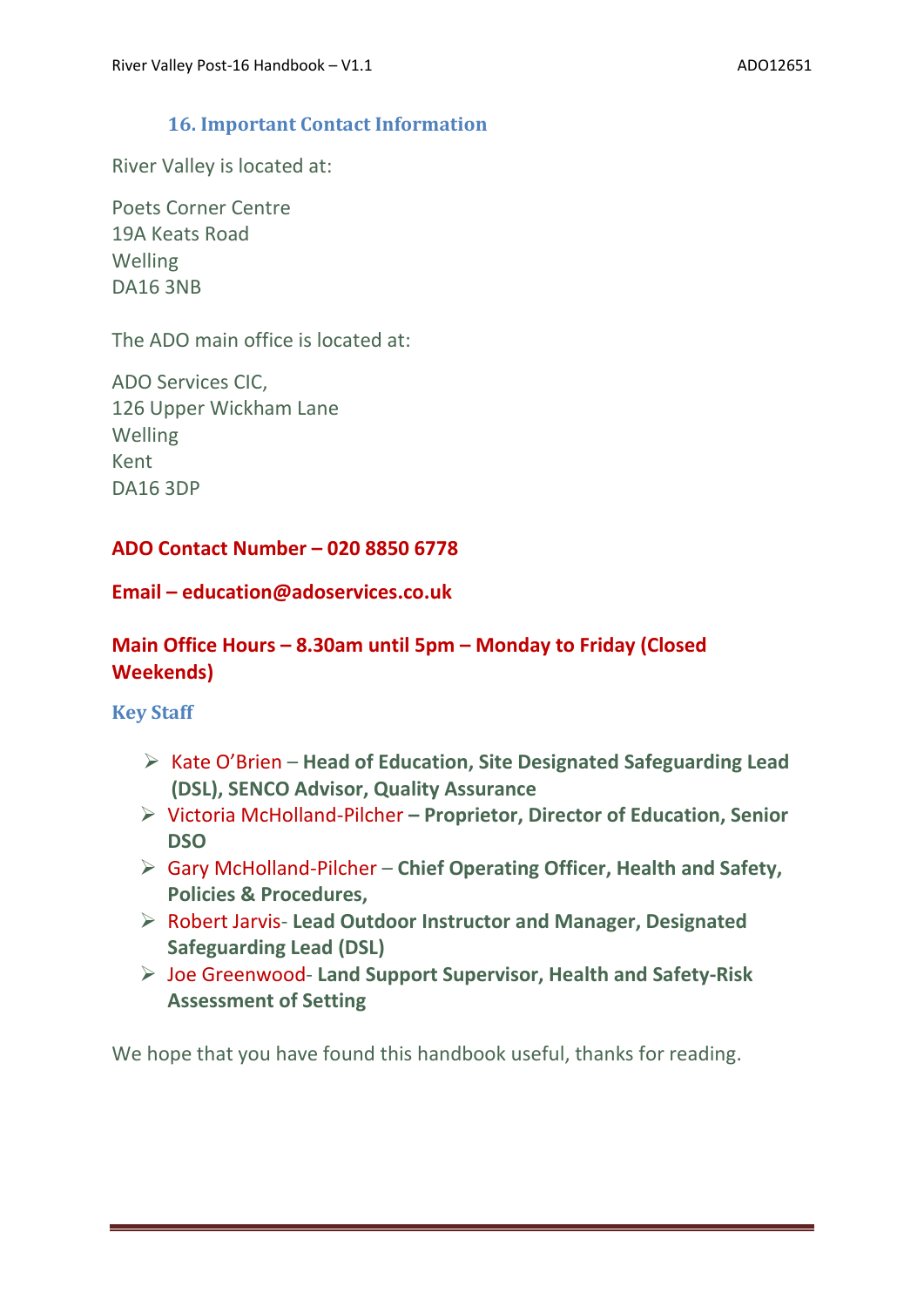## 16. Important Contact Information

River Valley is located at:

Poets Corner Centre
19A Keats Road
Welling
DA16 3NB

The ADO main office is located at:

ADO Services CIC,
126 Upper Wickham Lane
Welling
Kent
DA16 3DP

**ADO Contact Number – 020 8850 6778**

**Email – education@adoservices.co.uk**

**Main Office Hours – 8.30am until 5pm – Monday to Friday (Closed Weekends)**

### Key Staff

- Kate O'Brien – **Head of Education, Site Designated Safeguarding Lead (DSL), SENCO Advisor, Quality Assurance**
- Victoria McHolland-Pilcher **– Proprietor, Director of Education, Senior DSO**
- Gary McHolland-Pilcher – **Chief Operating Officer, Health and Safety, Policies & Procedures,**
- Robert Jarvis- **Lead Outdoor Instructor and Manager, Designated Safeguarding Lead (DSL)**
- Joe Greenwood- **Land Support Supervisor, Health and Safety-Risk Assessment of Setting**

We hope that you have found this handbook useful, thanks for reading.